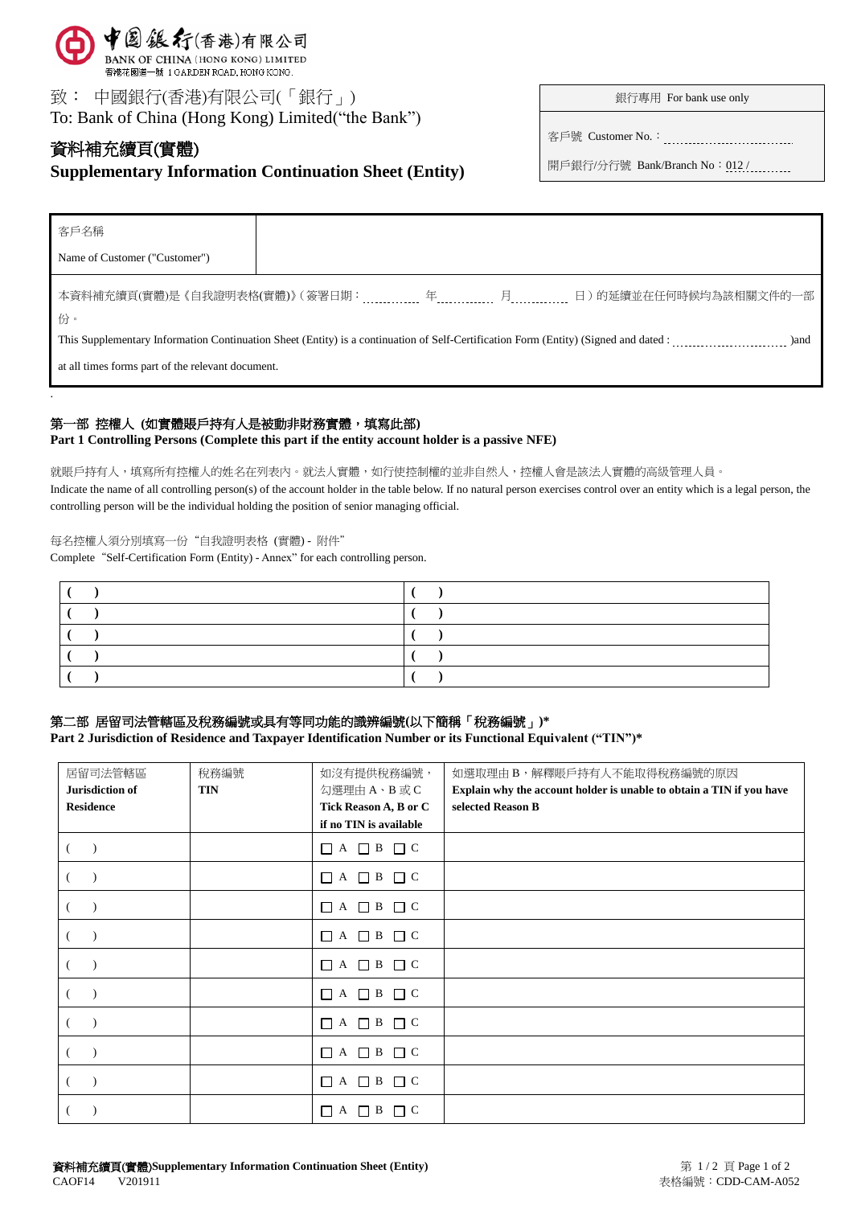中國銀行(香港)有限公司
BANK OF CHINA (HONG KONG) LIMITED
香港花園道一號 1 GARDEN ROAD, HONG KONG.

致： 中國銀行(香港)有限公司(「銀行」)
To: Bank of China (Hong Kong) Limited("the Bank")

| 銀行專用 For bank use only |
|---|
| 客戶號 Customer No.： |
| 開戶銀行/分行號 Bank/Branch No：012 / |

# 資料補充續頁(實體)
# Supplementary Information Continuation Sheet (Entity)

| 客戶名稱 Name of Customer ("Customer") | |
|---|---|

本資料補充續頁(實體)是《自我證明表格(實體)》(簽署日期： 年 月 日)的延續並在任何時候均為該相關文件的一部份。

This Supplementary Information Continuation Sheet (Entity) is a continuation of Self-Certification Form (Entity) (Signed and dated : )and at all times forms part of the relevant document.

## 第一部 控權人 (如實體賬戶持有人是被動非財務實體，填寫此部)
## Part 1 Controlling Persons (Complete this part if the entity account holder is a passive NFE)

就賬戶持有人，填寫所有控權人的姓名在列表內。就法人實體，如行使控制權的並非自然人，控權人會是該法人實體的高級管理人員。
Indicate the name of all controlling person(s) of the account holder in the table below. If no natural person exercises control over an entity which is a legal person, the controlling person will be the individual holding the position of senior managing official.

每名控權人須分別填寫一份"自我證明表格 (實體) - 附件"
Complete "Self-Certification Form (Entity) - Annex" for each controlling person.

| | |
|---|---|
| ( ) | ( ) |
| ( ) | ( ) |
| ( ) | ( ) |
| ( ) | ( ) |
| ( ) | ( ) |

## 第二部 居留司法管轄區及稅務編號或具有等同功能的識辨編號(以下簡稱「稅務編號」)*
## Part 2 Jurisdiction of Residence and Taxpayer Identification Number or its Functional Equivalent ("TIN")*

| 居留司法管轄區 **Jurisdiction of Residence** | 稅務編號 **TIN** | 如沒有提供稅務編號，勾選理由 A、B 或 C **Tick Reason A, B or C if no TIN is available** | 如選取理由 B，解釋賬戶持有人不能取得稅務編號的原因 **Explain why the account holder is unable to obtain a TIN if you have selected Reason B** |
|---|---|---|---|
| ( ) | | ☐ A ☐ B ☐ C | |
| ( ) | | ☐ A ☐ B ☐ C | |
| ( ) | | ☐ A ☐ B ☐ C | |
| ( ) | | ☐ A ☐ B ☐ C | |
| ( ) | | ☐ A ☐ B ☐ C | |
| ( ) | | ☐ A ☐ B ☐ C | |
| ( ) | | ☐ A ☐ B ☐ C | |
| ( ) | | ☐ A ☐ B ☐ C | |
| ( ) | | ☐ A ☐ B ☐ C | |
| ( ) | | ☐ A ☐ B ☐ C | |

資料補充續頁(實體)Supplementary Information Continuation Sheet (Entity)
CAOF14 V201911
表格編號：CDD-CAM-A052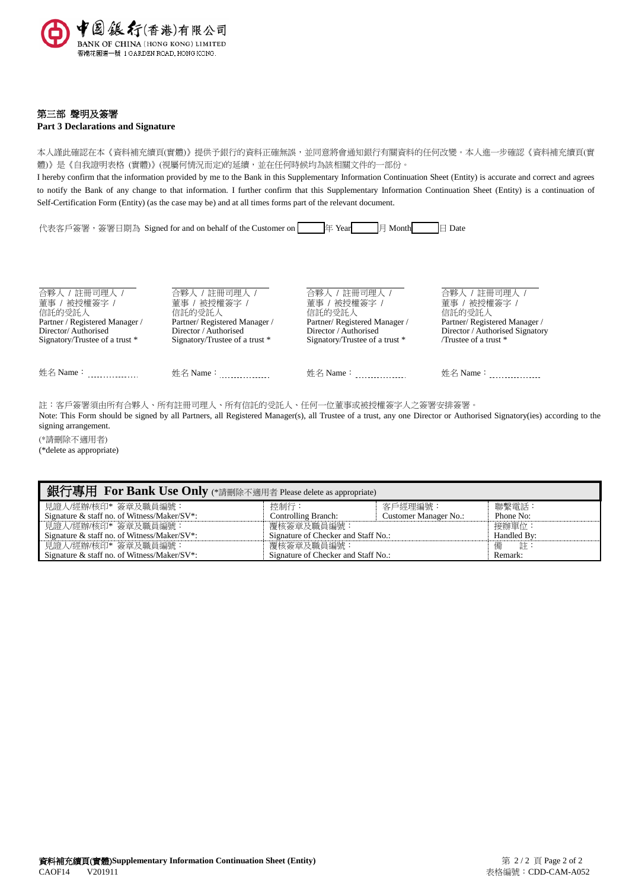中國銀行(香港)有限公司
BANK OF CHINA (HONG KONG) LIMITED
香港花園道一號 1 GARDEN ROAD, HONG KONG.

## 第三部 聲明及簽署
## Part 3 Declarations and Signature

本人謹此確認在本《資料補充續頁(實體)》提供予銀行的資料正確無誤，並同意將會通知銀行有關資料的任何改變。本人進一步確認《資料補充續頁(實體)》是《自我證明表格 (實體)》(視屬何情況而定)的延續，並在任何時候均為該相關文件的一部份。

I hereby confirm that the information provided by me to the Bank in this Supplementary Information Continuation Sheet (Entity) is accurate and correct and agrees to notify the Bank of any change to that information. I further confirm that this Supplementary Information Continuation Sheet (Entity) is a continuation of Self-Certification Form (Entity) (as the case may be) and at all times forms part of the relevant document.

代表客戶簽署，簽署日期為 Signed for and on behalf of the Customer on ______ 年 Year ______ 月 Month ______ 日 Date

| | | | |
|---|---|---|---|
| 合夥人 / 註冊司理人 / 董事 / 被授權簽字 / 信託的受託人<br>Partner / Registered Manager / Director/ Authorised Signatory/Trustee of a trust * | 合夥人 / 註冊司理人 / 董事 / 被授權簽字 / 信託的受託人<br>Partner/ Registered Manager / Director / Authorised Signatory/Trustee of a trust * | 合夥人 / 註冊司理人 / 董事 / 被授權簽字 / 信託的受託人<br>Partner/ Registered Manager / Director / Authorised Signatory/Trustee of a trust * | 合夥人 / 註冊司理人 / 董事 / 被授權簽字 / 信託的受託人<br>Partner/ Registered Manager / Director / Authorised Signatory /Trustee of a trust * |
| 姓名 Name：______ | 姓名 Name：______ | 姓名 Name：______ | 姓名 Name：______ |

註：客戶簽署須由所有合夥人、所有註冊司理人、所有信託的受託人、任何一位董事或被授權簽字人之簽署安排簽署。
Note: This Form should be signed by all Partners, all Registered Manager(s), all Trustee of a trust, any one Director or Authorised Signatory(ies) according to the signing arrangement.

(*請刪除不適用者)
(*delete as appropriate)

**銀行專用 For Bank Use Only** (*請刪除不適用者 Please delete as appropriate)

| | | | |
|---|---|---|---|
| 見證人/經辦/核印* 簽章及職員編號：<br>Signature & staff no. of Witness/Maker/SV*: | 控制行：<br>Controlling Branch: | 客戶經理編號：<br>Customer Manager No.: | 聯繫電話：<br>Phone No: |
| 見證人/經辦/核印* 簽章及職員編號：<br>Signature & staff no. of Witness/Maker/SV*: | 覆核簽章及職員編號：<br>Signature of Checker and Staff No.: | | 接辦單位：<br>Handled By: |
| 見證人/經辦/核印* 簽章及職員編號：<br>Signature & staff no. of Witness/Maker/SV*: | 覆核簽章及職員編號：<br>Signature of Checker and Staff No.: | | 備　註：<br>Remark: |

**資料補充續頁(實體)Supplementary Information Continuation Sheet (Entity)**
CAOF14　V201911
表格編號：CDD-CAM-A052